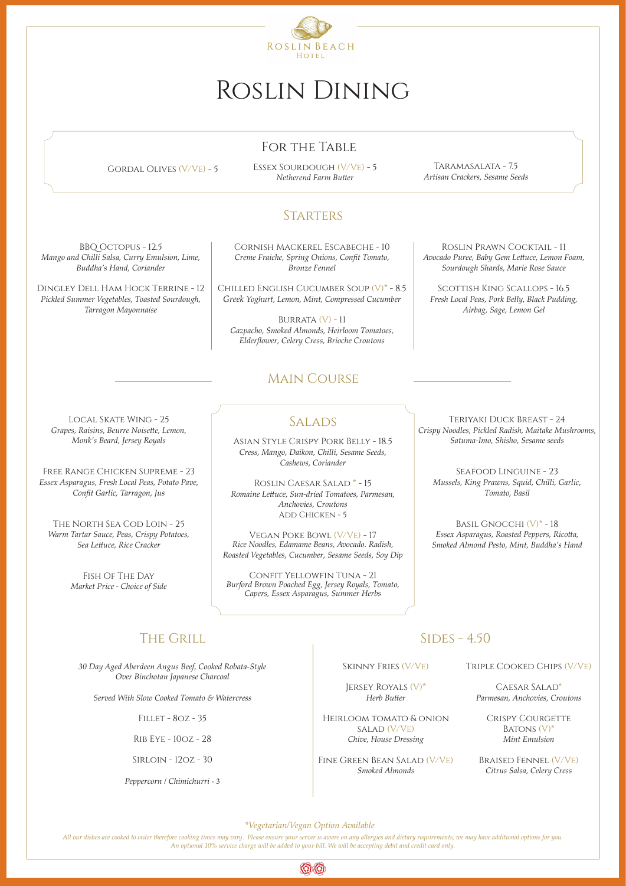Roslin Beach Hotel

# Roslin Dining

## For the Table

Gordal Olives (V/Ve) - 5

Essex Sourdough (V/Ve) - 5
*Netherend Farm Butter*

Taramasalata - 7.5
*Artisan Crackers, Sesame Seeds*

## Starters

BBQ Octopus - 12.5
*Mango and Chilli Salsa, Curry Emulsion, Lime, Buddha's Hand, Coriander*

Dingley Dell Ham Hock Terrine - 12
*Pickled Summer Vegetables, Toasted Sourdough, Tarragon Mayonnaise*

Cornish Mackerel Escabeche - 10
*Creme Fraiche, Spring Onions, Confit Tomato, Bronze Fennel*

Chilled English Cucumber Soup (V)* - 8.5
*Greek Yoghurt, Lemon, Mint, Compressed Cucumber*

Burrata (V) - 11
*Gazpacho, Smoked Almonds, Heirloom Tomatoes, Elderflower, Celery Cress, Brioche Croutons*

Roslin Prawn Cocktail - 11
*Avocado Puree, Baby Gem Lettuce, Lemon Foam, Sourdough Shards, Marie Rose Sauce*

Scottish King Scallops - 16.5
*Fresh Local Peas, Pork Belly, Black Pudding, Airbag, Sage, Lemon Gel*

## Main Course

Local Skate Wing - 25
*Grapes, Raisins, Beurre Noisette, Lemon, Monk's Beard, Jersey Royals*

Free Range Chicken Supreme - 23
*Essex Asparagus, Fresh Local Peas, Potato Pave, Confit Garlic, Tarragon, Jus*

The North Sea Cod Loin - 25
*Warm Tartar Sauce, Peas, Crispy Potatoes, Sea Lettuce, Rice Cracker*

Fish Of The Day
*Market Price - Choice of Side*

### Salads

Asian Style Crispy Pork Belly - 18.5
*Cress, Mango, Daikon, Chilli, Sesame Seeds, Cashews, Coriander*

Roslin Caesar Salad * - 15
*Romaine Lettuce, Sun-dried Tomatoes, Parmesan, Anchovies, Croutons*
Add Chicken - 5

Vegan Poke Bowl (V/Ve) - 17
*Rice Noodles, Edamame Beans, Avocado. Radish, Roasted Vegetables, Cucumber, Sesame Seeds, Soy Dip*

Confit Yellowfin Tuna - 21
*Burford Brown Poached Egg, Jersey Royals, Tomato, Capers, Essex Asparagus, Summer Herbs*

Teriyaki Duck Breast - 24
*Crispy Noodles, Pickled Radish, Maitake Mushrooms, Satuma-Imo, Shisho, Sesame seeds*

Seafood Linguine - 23
*Mussels, King Prawns, Squid, Chilli, Garlic, Tomato, Basil*

Basil Gnocchi (V)* - 18
*Essex Asparagus, Roasted Peppers, Ricotta, Smoked Almond Pesto, Mint, Buddha's Hand*

## The Grill

*30 Day Aged Aberdeen Angus Beef, Cooked Robata-Style Over Binchotan Japanese Charcoal*

*Served With Slow Cooked Tomato & Watercress*

Fillet - 8oz - 35

Rib Eye - 10oz - 28

Sirloin - 12oz - 30

*Peppercorn / Chimichurri* - 3

## Sides - 4.50

Skinny Fries (V/Ve)

Jersey Royals (V)*
*Herb Butter*

Heirloom Tomato & Onion Salad (V/Ve)
*Chive, House Dressing*

Fine Green Bean Salad (V/Ve)
*Smoked Almonds*

Triple Cooked Chips (V/Ve)

Caesar Salad*
*Parmesan, Anchovies, Croutons*

Crispy Courgette Batons (V)*
*Mint Emulsion*

Braised Fennel (V/Ve)
*Citrus Salsa, Celery Cress*

*\*Vegetarian/Vegan Option Available*

*All our dishes are cooked to order therefore cooking times may vary. Please ensure your server is aware on any allergies and dietary requirements, we may have additional options for you. An optional 10% service charge will be added to your bill. We will be accepting debit and credit card only.*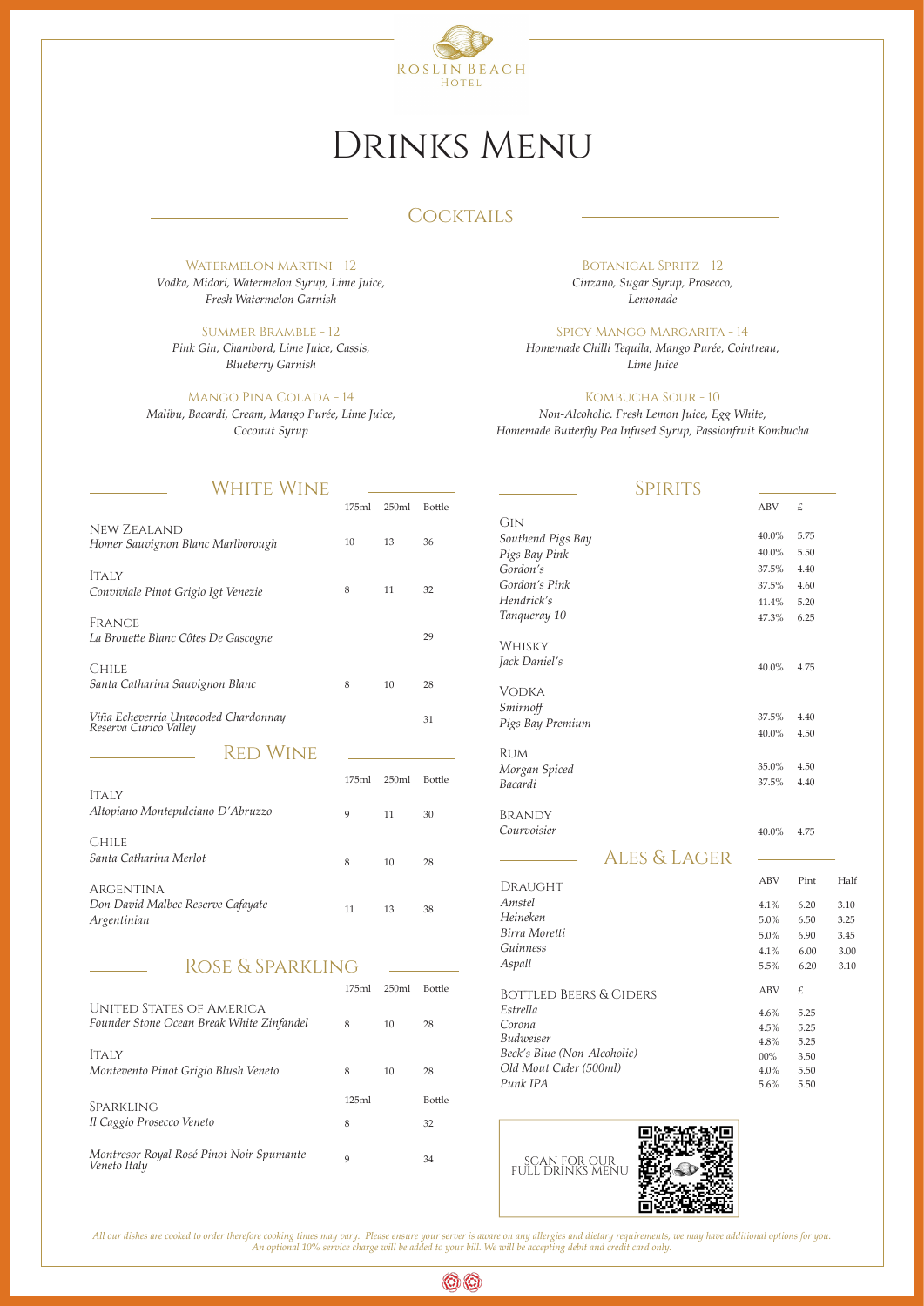Roslin Beach Hotel

# Drinks Menu

## Cocktails

**Watermelon Martini - 12**
*Vodka, Midori, Watermelon Syrup, Lime Juice, Fresh Watermelon Garnish*

**Summer Bramble - 12**
*Pink Gin, Chambord, Lime Juice, Cassis, Blueberry Garnish*

**Mango Pina Colada - 14**
*Malibu, Bacardi, Cream, Mango Purée, Lime Juice, Coconut Syrup*

**Botanical Spritz - 12**
*Cinzano, Sugar Syrup, Prosecco, Lemonade*

**Spicy Mango Margarita - 14**
*Homemade Chilli Tequila, Mango Purée, Cointreau, Lime Juice*

**Kombucha Sour - 10**
*Non-Alcoholic. Fresh Lemon Juice, Egg White, Homemade Butterfly Pea Infused Syrup, Passionfruit Kombucha*

## White Wine

| | 175ml | 250ml | Bottle |
|---|---|---|---|
| **New Zealand** | | | |
| *Homer Sauvignon Blanc Marlborough* | 10 | 13 | 36 |
| **Italy** | | | |
| *Conviviale Pinot Grigio Igt Venezie* | 8 | 11 | 32 |
| **France** | | | |
| *La Brouette Blanc Côtes De Gascogne* | | | 29 |
| **Chile** | | | |
| *Santa Catharina Sauvignon Blanc* | 8 | 10 | 28 |
| *Viña Echeverria Unwooded Chardonnay Reserva Curico Valley* | | | 31 |

## Red Wine

| | 175ml | 250ml | Bottle |
|---|---|---|---|
| **Italy** | | | |
| *Altopiano Montepulciano D'Abruzzo* | 9 | 11 | 30 |
| **Chile** | | | |
| *Santa Catharina Merlot* | 8 | 10 | 28 |
| **Argentina** | | | |
| *Don David Malbec Reserve Cafayate Argentinian* | 11 | 13 | 38 |

## Rose & Sparkling

| | 175ml | 250ml | Bottle |
|---|---|---|---|
| **United States of America** | | | |
| *Founder Stone Ocean Break White Zinfandel* | 8 | 10 | 28 |
| **Italy** | | | |
| *Montevento Pinot Grigio Blush Veneto* | 8 | 10 | 28 |
| **Sparkling** | 125ml | | Bottle |
| *Il Caggio Prosecco Veneto* | 8 | | 32 |
| *Montresor Royal Rosé Pinot Noir Spumante Veneto Italy* | 9 | | 34 |

## Spirits

| | ABV | £ |
|---|---|---|
| **Gin** | | |
| *Southend Pigs Bay* | 40.0% | 5.75 |
| *Pigs Bay Pink* | 40.0% | 5.50 |
| *Gordon's* | 37.5% | 4.40 |
| *Gordon's Pink* | 37.5% | 4.60 |
| *Hendrick's* | 41.4% | 5.20 |
| *Tanqueray 10* | 47.3% | 6.25 |
| **Whisky** | | |
| *Jack Daniel's* | 40.0% | 4.75 |
| **Vodka** | | |
| *Smirnoff* | 37.5% | 4.40 |
| *Pigs Bay Premium* | 40.0% | 4.50 |
| **Rum** | | |
| *Morgan Spiced* | 35.0% | 4.50 |
| *Bacardi* | 37.5% | 4.40 |
| **Brandy** | | |
| *Courvoisier* | 40.0% | 4.75 |

## Ales & Lager

| **Draught** | ABV | Pint | Half |
|---|---|---|---|
| *Amstel* | 4.1% | 6.20 | 3.10 |
| *Heineken* | 5.0% | 6.50 | 3.25 |
| *Birra Moretti* | 5.0% | 6.90 | 3.45 |
| *Guinness* | 4.1% | 6.00 | 3.00 |
| *Aspall* | 5.5% | 6.20 | 3.10 |

| **Bottled Beers & Ciders** | ABV | £ |
|---|---|---|
| *Estrella* | 4.6% | 5.25 |
| *Corona* | 4.5% | 5.25 |
| *Budweiser* | 4.8% | 5.25 |
| *Beck's Blue (Non-Alcoholic)* | 00% | 3.50 |
| *Old Mout Cider (500ml)* | 4.0% | 5.50 |
| *Punk IPA* | 5.6% | 5.50 |

SCAN FOR OUR FULL DRINKS MENU

*All our dishes are cooked to order therefore cooking times may vary. Please ensure your server is aware on any allergies and dietary requirements, we may have additional options for you. An optional 10% service charge will be added to your bill. We will be accepting debit and credit card only.*